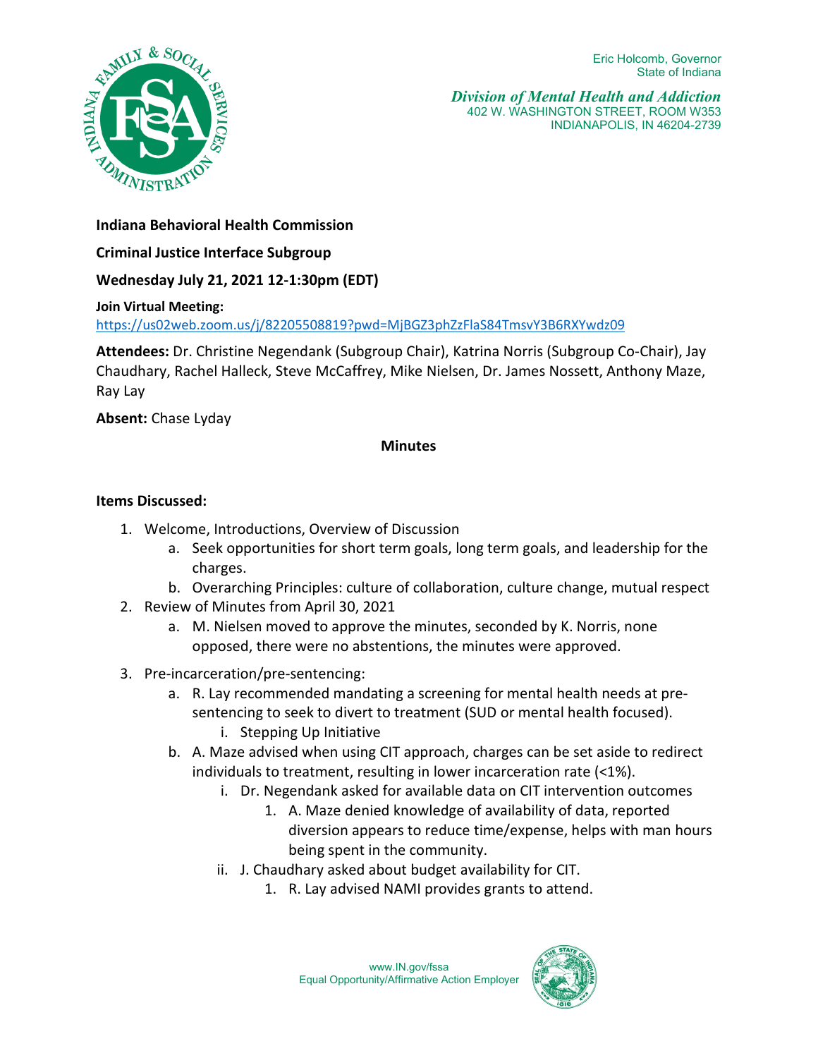Eric Holcomb, Governor
State of Indiana

*Division of Mental Health and Addiction*
402 W. WASHINGTON STREET, ROOM W353
INDIANAPOLIS, IN 46204-2739

**Indiana Behavioral Health Commission**

**Criminal Justice Interface Subgroup**

**Wednesday July 21, 2021 12-1:30pm (EDT)**

**Join Virtual Meeting:**
https://us02web.zoom.us/j/82205508819?pwd=MjBGZ3phZzFlaS84TmsvY3B6RXYwdz09

**Attendees:** Dr. Christine Negendank (Subgroup Chair), Katrina Norris (Subgroup Co-Chair), Jay Chaudhary, Rachel Halleck, Steve McCaffrey, Mike Nielsen, Dr. James Nossett, Anthony Maze, Ray Lay

**Absent:** Chase Lyday

**Minutes**

**Items Discussed:**

1. Welcome, Introductions, Overview of Discussion
    a. Seek opportunities for short term goals, long term goals, and leadership for the charges.
    b. Overarching Principles: culture of collaboration, culture change, mutual respect
2. Review of Minutes from April 30, 2021
    a. M. Nielsen moved to approve the minutes, seconded by K. Norris, none opposed, there were no abstentions, the minutes were approved.
3. Pre-incarceration/pre-sentencing:
    a. R. Lay recommended mandating a screening for mental health needs at pre-sentencing to seek to divert to treatment (SUD or mental health focused).
        i. Stepping Up Initiative
    b. A. Maze advised when using CIT approach, charges can be set aside to redirect individuals to treatment, resulting in lower incarceration rate (<1%).
        i. Dr. Negendank asked for available data on CIT intervention outcomes
            1. A. Maze denied knowledge of availability of data, reported diversion appears to reduce time/expense, helps with man hours being spent in the community.
        ii. J. Chaudhary asked about budget availability for CIT.
            1. R. Lay advised NAMI provides grants to attend.

www.IN.gov/fssa
Equal Opportunity/Affirmative Action Employer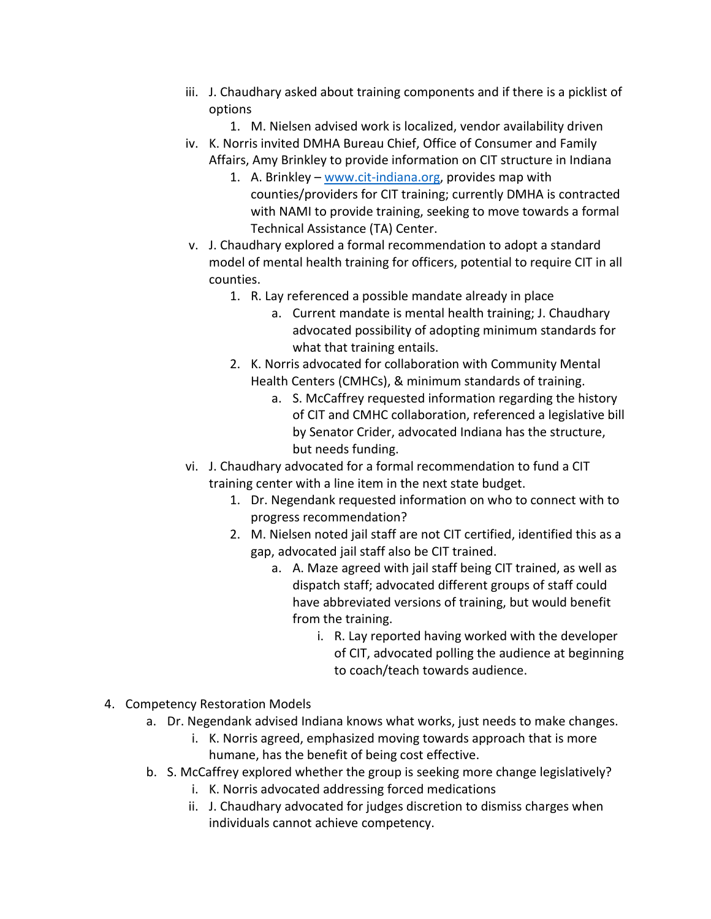iii. J. Chaudhary asked about training components and if there is a picklist of options
   1. M. Nielsen advised work is localized, vendor availability driven

iv. K. Norris invited DMHA Bureau Chief, Office of Consumer and Family Affairs, Amy Brinkley to provide information on CIT structure in Indiana
   1. A. Brinkley – www.cit-indiana.org, provides map with counties/providers for CIT training; currently DMHA is contracted with NAMI to provide training, seeking to move towards a formal Technical Assistance (TA) Center.

v. J. Chaudhary explored a formal recommendation to adopt a standard model of mental health training for officers, potential to require CIT in all counties.
   1. R. Lay referenced a possible mandate already in place
      a. Current mandate is mental health training; J. Chaudhary advocated possibility of adopting minimum standards for what that training entails.
   2. K. Norris advocated for collaboration with Community Mental Health Centers (CMHCs), & minimum standards of training.
      a. S. McCaffrey requested information regarding the history of CIT and CMHC collaboration, referenced a legislative bill by Senator Crider, advocated Indiana has the structure, but needs funding.

vi. J. Chaudhary advocated for a formal recommendation to fund a CIT training center with a line item in the next state budget.
   1. Dr. Negendank requested information on who to connect with to progress recommendation?
   2. M. Nielsen noted jail staff are not CIT certified, identified this as a gap, advocated jail staff also be CIT trained.
      a. A. Maze agreed with jail staff being CIT trained, as well as dispatch staff; advocated different groups of staff could have abbreviated versions of training, but would benefit from the training.
         i. R. Lay reported having worked with the developer of CIT, advocated polling the audience at beginning to coach/teach towards audience.

4. Competency Restoration Models
   a. Dr. Negendank advised Indiana knows what works, just needs to make changes.
      i. K. Norris agreed, emphasized moving towards approach that is more humane, has the benefit of being cost effective.
   b. S. McCaffrey explored whether the group is seeking more change legislatively?
      i. K. Norris advocated addressing forced medications
      ii. J. Chaudhary advocated for judges discretion to dismiss charges when individuals cannot achieve competency.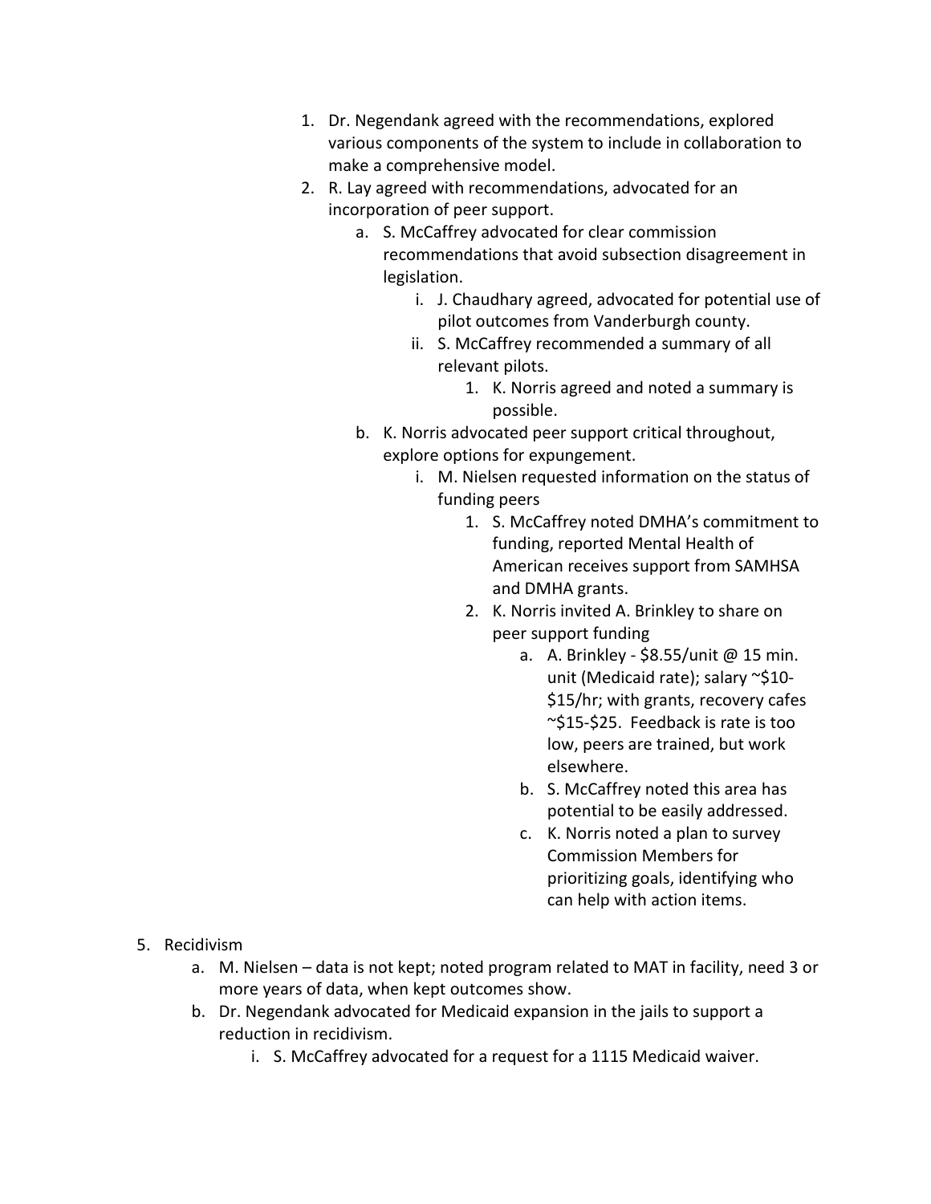1. Dr. Negendank agreed with the recommendations, explored various components of the system to include in collaboration to make a comprehensive model.
2. R. Lay agreed with recommendations, advocated for an incorporation of peer support.
    a. S. McCaffrey advocated for clear commission recommendations that avoid subsection disagreement in legislation.
        i. J. Chaudhary agreed, advocated for potential use of pilot outcomes from Vanderburgh county.
        ii. S. McCaffrey recommended a summary of all relevant pilots.
            1. K. Norris agreed and noted a summary is possible.
    b. K. Norris advocated peer support critical throughout, explore options for expungement.
        i. M. Nielsen requested information on the status of funding peers
            1. S. McCaffrey noted DMHA's commitment to funding, reported Mental Health of American receives support from SAMHSA and DMHA grants.
            2. K. Norris invited A. Brinkley to share on peer support funding
                a. A. Brinkley - $8.55/unit @ 15 min. unit (Medicaid rate); salary ~$10-$15/hr; with grants, recovery cafes ~$15-$25. Feedback is rate is too low, peers are trained, but work elsewhere.
                b. S. McCaffrey noted this area has potential to be easily addressed.
                c. K. Norris noted a plan to survey Commission Members for prioritizing goals, identifying who can help with action items.

5. Recidivism
    a. M. Nielsen – data is not kept; noted program related to MAT in facility, need 3 or more years of data, when kept outcomes show.
    b. Dr. Negendank advocated for Medicaid expansion in the jails to support a reduction in recidivism.
        i. S. McCaffrey advocated for a request for a 1115 Medicaid waiver.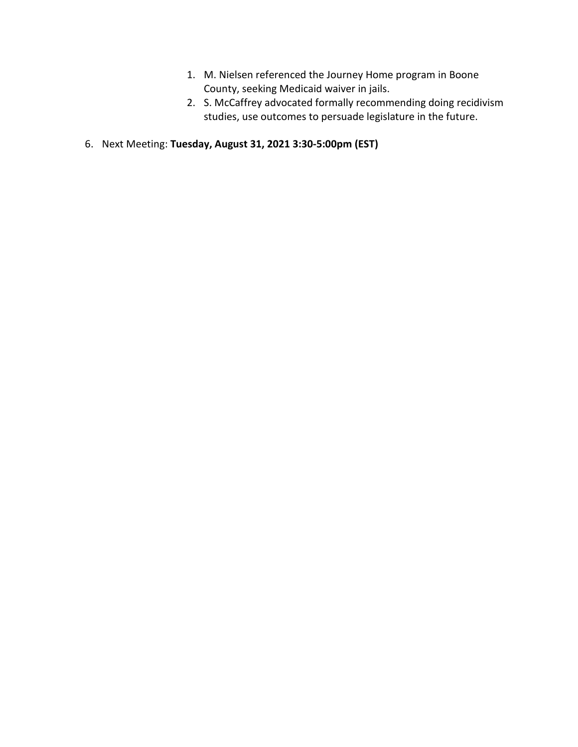1. M. Nielsen referenced the Journey Home program in Boone County, seeking Medicaid waiver in jails.
2. S. McCaffrey advocated formally recommending doing recidivism studies, use outcomes to persuade legislature in the future.

6. Next Meeting: **Tuesday, August 31, 2021 3:30-5:00pm (EST)**